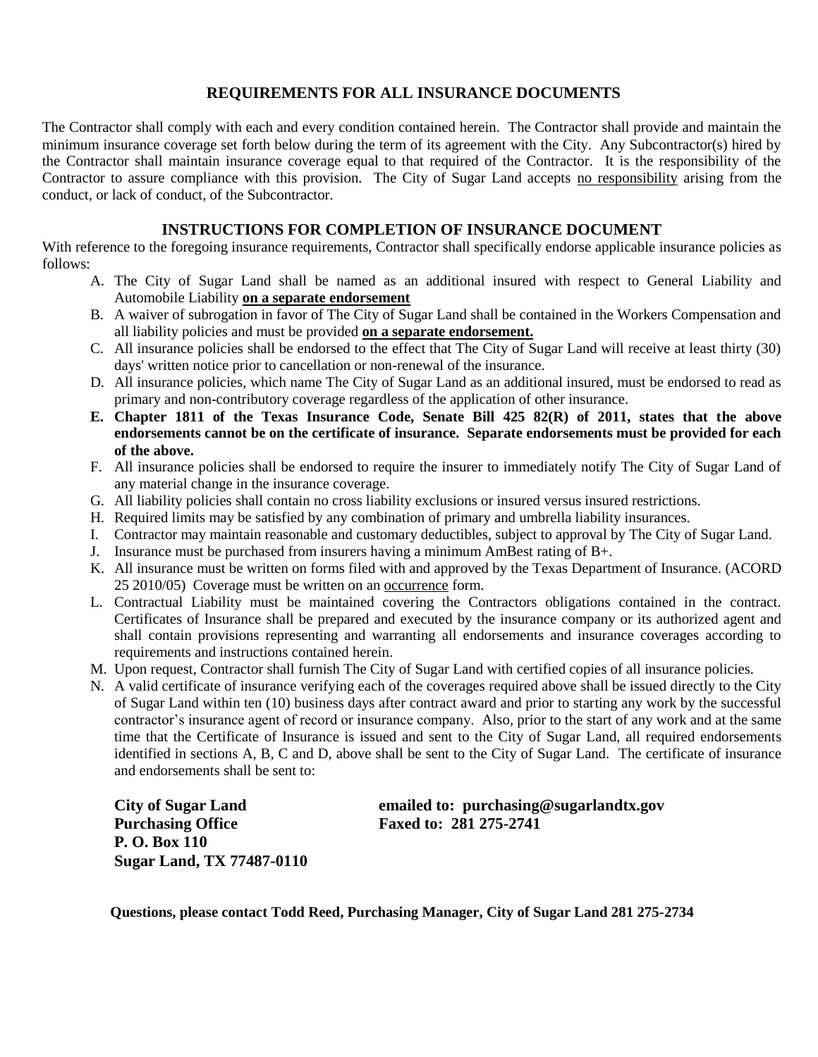## REQUIREMENTS FOR ALL INSURANCE DOCUMENTS

The Contractor shall comply with each and every condition contained herein. The Contractor shall provide and maintain the minimum insurance coverage set forth below during the term of its agreement with the City. Any Subcontractor(s) hired by the Contractor shall maintain insurance coverage equal to that required of the Contractor. It is the responsibility of the Contractor to assure compliance with this provision. The City of Sugar Land accepts no responsibility arising from the conduct, or lack of conduct, of the Subcontractor.

## INSTRUCTIONS FOR COMPLETION OF INSURANCE DOCUMENT

With reference to the foregoing insurance requirements, Contractor shall specifically endorse applicable insurance policies as follows:

A. The City of Sugar Land shall be named as an additional insured with respect to General Liability and Automobile Liability **on a separate endorsement**

B. A waiver of subrogation in favor of The City of Sugar Land shall be contained in the Workers Compensation and all liability policies and must be provided **on a separate endorsement.**

C. All insurance policies shall be endorsed to the effect that The City of Sugar Land will receive at least thirty (30) days' written notice prior to cancellation or non-renewal of the insurance.

D. All insurance policies, which name The City of Sugar Land as an additional insured, must be endorsed to read as primary and non-contributory coverage regardless of the application of other insurance.

**E. Chapter 1811 of the Texas Insurance Code, Senate Bill 425 82(R) of 2011, states that the above endorsements cannot be on the certificate of insurance. Separate endorsements must be provided for each of the above.**

F. All insurance policies shall be endorsed to require the insurer to immediately notify The City of Sugar Land of any material change in the insurance coverage.

G. All liability policies shall contain no cross liability exclusions or insured versus insured restrictions.

H. Required limits may be satisfied by any combination of primary and umbrella liability insurances.

I. Contractor may maintain reasonable and customary deductibles, subject to approval by The City of Sugar Land.

J. Insurance must be purchased from insurers having a minimum AmBest rating of B+.

K. All insurance must be written on forms filed with and approved by the Texas Department of Insurance. (ACORD 25 2010/05) Coverage must be written on an occurrence form.

L. Contractual Liability must be maintained covering the Contractors obligations contained in the contract. Certificates of Insurance shall be prepared and executed by the insurance company or its authorized agent and shall contain provisions representing and warranting all endorsements and insurance coverages according to requirements and instructions contained herein.

M. Upon request, Contractor shall furnish The City of Sugar Land with certified copies of all insurance policies.

N. A valid certificate of insurance verifying each of the coverages required above shall be issued directly to the City of Sugar Land within ten (10) business days after contract award and prior to starting any work by the successful contractor's insurance agent of record or insurance company. Also, prior to the start of any work and at the same time that the Certificate of Insurance is issued and sent to the City of Sugar Land, all required endorsements identified in sections A, B, C and D, above shall be sent to the City of Sugar Land. The certificate of insurance and endorsements shall be sent to:

**City of Sugar Land**
**Purchasing Office**
**P. O. Box 110**
**Sugar Land, TX 77487-0110**

**emailed to: purchasing@sugarlandtx.gov**
**Faxed to: 281 275-2741**

**Questions, please contact Todd Reed, Purchasing Manager, City of Sugar Land 281 275-2734**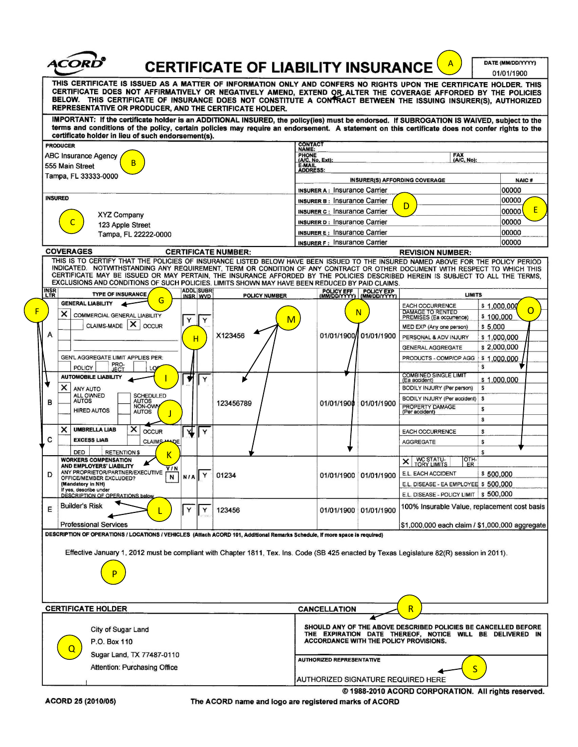# CERTIFICATE OF LIABILITY INSURANCE

(A)

| DATE (MM/DD/YYYY) |
|---|
| 01/01/1900 |

**THIS CERTIFICATE IS ISSUED AS A MATTER OF INFORMATION ONLY AND CONFERS NO RIGHTS UPON THE CERTIFICATE HOLDER. THIS CERTIFICATE DOES NOT AFFIRMATIVELY OR NEGATIVELY AMEND, EXTEND OR ALTER THE COVERAGE AFFORDED BY THE POLICIES BELOW. THIS CERTIFICATE OF INSURANCE DOES NOT CONSTITUTE A CONTRACT BETWEEN THE ISSUING INSURER(S), AUTHORIZED REPRESENTATIVE OR PRODUCER, AND THE CERTIFICATE HOLDER.**

**IMPORTANT: If the certificate holder is an ADDITIONAL INSURED, the policy(ies) must be endorsed. If SUBROGATION IS WAIVED, subject to the terms and conditions of the policy, certain policies may require an endorsement. A statement on this certificate does not confer rights to the certificate holder in lieu of such endorsement(s).**

**PRODUCER** (B)

ABC Insurance Agency
555 Main Street
Tampa, FL 33333-0000

CONTACT NAME:
PHONE (A/C, No, Ext): FAX (A/C, No):
E-MAIL ADDRESS:

**INSURED** (C)

XYZ Company
123 Apple Street
Tampa, FL 22222-0000

| INSURER(S) AFFORDING COVERAGE | NAIC # |
|---|---|
| INSURER A : Insurance Carrier | 00000 |
| INSURER B : Insurance Carrier (D) | 00000 |
| INSURER C : Insurance Carrier | 00000 (E) |
| INSURER D : Insurance Carrier | 00000 |
| INSURER E : Insurance Carrier | 00000 |
| INSURER F : Insurance Carrier | 00000 |

**COVERAGES** **CERTIFICATE NUMBER:** **REVISION NUMBER:**

THIS IS TO CERTIFY THAT THE POLICIES OF INSURANCE LISTED BELOW HAVE BEEN ISSUED TO THE INSURED NAMED ABOVE FOR THE POLICY PERIOD INDICATED. NOTWITHSTANDING ANY REQUIREMENT, TERM OR CONDITION OF ANY CONTRACT OR OTHER DOCUMENT WITH RESPECT TO WHICH THIS CERTIFICATE MAY BE ISSUED OR MAY PERTAIN, THE INSURANCE AFFORDED BY THE POLICIES DESCRIBED HEREIN IS SUBJECT TO ALL THE TERMS, EXCLUSIONS AND CONDITIONS OF SUCH POLICIES. LIMITS SHOWN MAY HAVE BEEN REDUCED BY PAID CLAIMS.

| INSR LTR (F) | TYPE OF INSURANCE (G) | ADDL INSR (H) | SUBR WVD | POLICY NUMBER (M) | POLICY EFF (MM/DD/YYYY) (N) | POLICY EXP (MM/DD/YYYY) | LIMITS (O) | |
|---|---|---|---|---|---|---|---|---|
| A | **GENERAL LIABILITY**<br>X COMMERCIAL GENERAL LIABILITY<br>CLAIMS-MADE X OCCUR<br>GEN'L AGGREGATE LIMIT APPLIES PER: POLICY / PRO-JECT / LOC | Y | Y | X123456 | 01/01/1900 | 01/01/1900 | EACH OCCURRENCE | $ 1,000,000 |
| | | | | | | | DAMAGE TO RENTED PREMISES (Ea occurrence) | $ 100,000 |
| | | | | | | | MED EXP (Any one person) | $ 5,000 |
| | | | | | | | PERSONAL & ADV INJURY | $ 1,000,000 |
| | | | | | | | GENERAL AGGREGATE | $ 2,000,000 |
| | | | | | | | PRODUCTS - COMP/OP AGG | $ 1,000,000 |
| | | | | | | | | $ |
| B | **AUTOMOBILE LIABILITY** (I)<br>X ANY AUTO<br>ALL OWNED AUTOS / SCHEDULED AUTOS<br>HIRED AUTOS / NON-OWNED AUTOS (J) | Y | Y | 123456789 | 01/01/1900 | 01/01/1900 | COMBINED SINGLE LIMIT (Ea accident) | $ 1,000,000 |
| | | | | | | | BODILY INJURY (Per person) | $ |
| | | | | | | | BODILY INJURY (Per accident) | $ |
| | | | | | | | PROPERTY DAMAGE (Per accident) | $ |
| | | | | | | | | $ |
| C | X UMBRELLA LIAB X OCCUR<br>EXCESS LIAB CLAIMS-MADE<br>DED RETENTION $ (K) | Y | Y | | | | EACH OCCURRENCE | $ |
| | | | | | | | AGGREGATE | $ |
| | | | | | | | | $ |
| D | **WORKERS COMPENSATION AND EMPLOYERS' LIABILITY** Y/N<br>ANY PROPRIETOR/PARTNER/EXECUTIVE OFFICER/MEMBER EXCLUDED? N<br>(Mandatory in NH)<br>If yes, describe under DESCRIPTION OF OPERATIONS below | N/A | Y | 01234 | 01/01/1900 | 01/01/1900 | X WC STATU-TORY LIMITS / OTH-ER | |
| | | | | | | | E.L. EACH ACCIDENT | $ 500,000 |
| | | | | | | | E.L. DISEASE - EA EMPLOYEE | $ 500,000 |
| | | | | | | | E.L. DISEASE - POLICY LIMIT | $ 500,000 |
| E | Builder's Risk (L)<br>Professional Services | Y | Y | 123456 | 01/01/1900 | 01/01/1900 | 100% Insurable Value, replacement cost basis<br>$1,000,000 each claim / $1,000,000 aggregate | |

**DESCRIPTION OF OPERATIONS / LOCATIONS / VEHICLES** (Attach ACORD 101, Additional Remarks Schedule, if more space is required)

Effective January 1, 2012 must be compliant with Chapter 1811, Tex. Ins. Code (SB 425 enacted by Texas Legislature 82(R) session in 2011).

(P)

**CERTIFICATE HOLDER** (Q)

City of Sugar Land
P.O. Box 110
Sugar Land, TX 77487-0110
Attention: Purchasing Office

**CANCELLATION** (R)

**SHOULD ANY OF THE ABOVE DESCRIBED POLICIES BE CANCELLED BEFORE THE EXPIRATION DATE THEREOF, NOTICE WILL BE DELIVERED IN ACCORDANCE WITH THE POLICY PROVISIONS.**

**AUTHORIZED REPRESENTATIVE** (S)

AUTHORIZED SIGNATURE REQUIRED HERE

© 1988-2010 ACORD CORPORATION. All rights reserved.

ACORD 25 (2010/05) The ACORD name and logo are registered marks of ACORD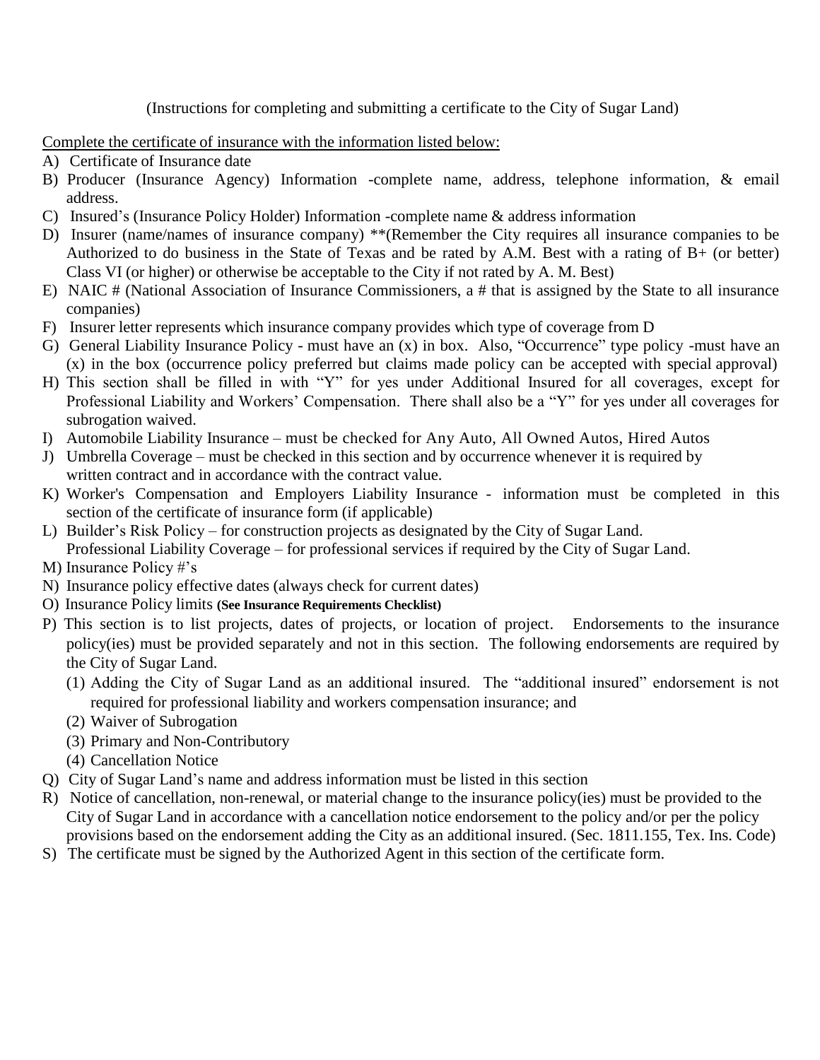(Instructions for completing and submitting a certificate to the City of Sugar Land)

Complete the certificate of insurance with the information listed below:

A) Certificate of Insurance date

B) Producer (Insurance Agency) Information -complete name, address, telephone information, & email address.

C) Insured's (Insurance Policy Holder) Information -complete name & address information

D) Insurer (name/names of insurance company) **(Remember the City requires all insurance companies to be Authorized to do business in the State of Texas and be rated by A.M. Best with a rating of B+ (or better) Class VI (or higher) or otherwise be acceptable to the City if not rated by A. M. Best)

E) NAIC # (National Association of Insurance Commissioners, a # that is assigned by the State to all insurance companies)

F) Insurer letter represents which insurance company provides which type of coverage from D

G) General Liability Insurance Policy - must have an (x) in box. Also, "Occurrence" type policy -must have an (x) in the box (occurrence policy preferred but claims made policy can be accepted with special approval)

H) This section shall be filled in with "Y" for yes under Additional Insured for all coverages, except for Professional Liability and Workers' Compensation. There shall also be a "Y" for yes under all coverages for subrogation waived.

I) Automobile Liability Insurance – must be checked for Any Auto, All Owned Autos, Hired Autos

J) Umbrella Coverage – must be checked in this section and by occurrence whenever it is required by written contract and in accordance with the contract value.

K) Worker's Compensation and Employers Liability Insurance - information must be completed in this section of the certificate of insurance form (if applicable)

L) Builder's Risk Policy – for construction projects as designated by the City of Sugar Land.
Professional Liability Coverage – for professional services if required by the City of Sugar Land.

M) Insurance Policy #'s

N) Insurance policy effective dates (always check for current dates)

O) Insurance Policy limits **(See Insurance Requirements Checklist)**

P) This section is to list projects, dates of projects, or location of project. Endorsements to the insurance policy(ies) must be provided separately and not in this section. The following endorsements are required by the City of Sugar Land.
   (1) Adding the City of Sugar Land as an additional insured. The "additional insured" endorsement is not required for professional liability and workers compensation insurance; and
   (2) Waiver of Subrogation
   (3) Primary and Non-Contributory
   (4) Cancellation Notice

Q) City of Sugar Land's name and address information must be listed in this section

R) Notice of cancellation, non-renewal, or material change to the insurance policy(ies) must be provided to the City of Sugar Land in accordance with a cancellation notice endorsement to the policy and/or per the policy provisions based on the endorsement adding the City as an additional insured. (Sec. 1811.155, Tex. Ins. Code)

S) The certificate must be signed by the Authorized Agent in this section of the certificate form.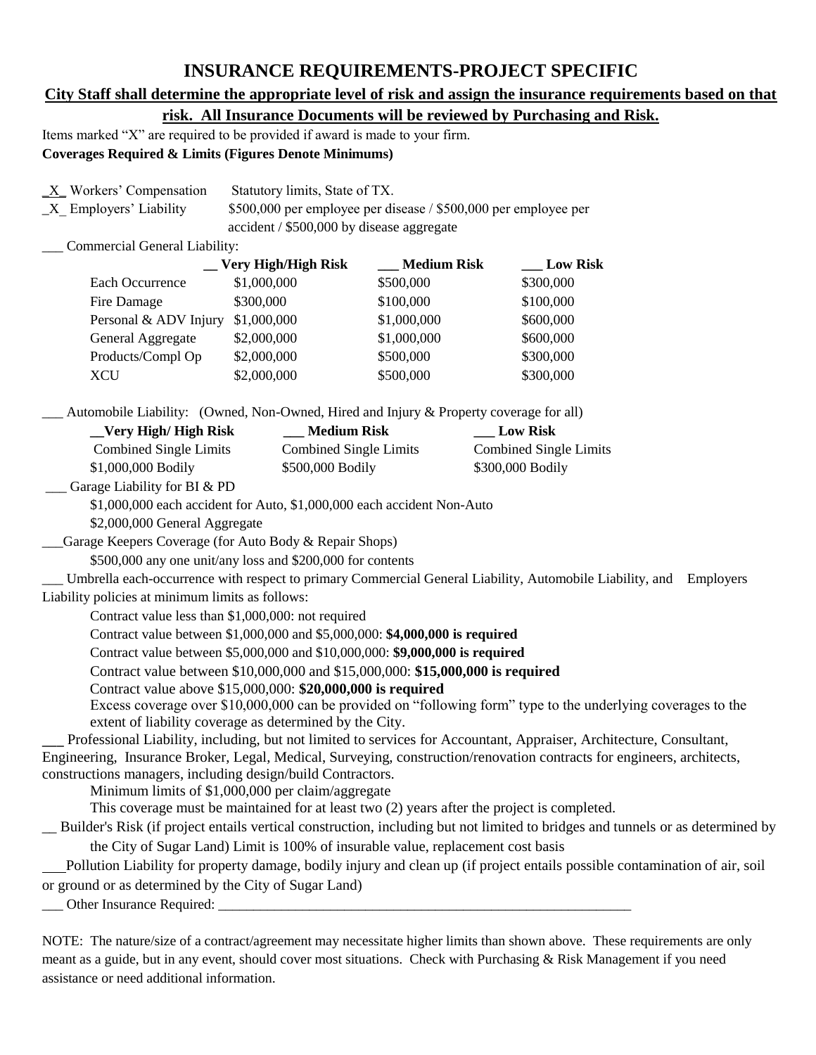# INSURANCE REQUIREMENTS-PROJECT SPECIFIC

**City Staff shall determine the appropriate level of risk and assign the insurance requirements based on that risk. All Insurance Documents will be reviewed by Purchasing and Risk.**

Items marked "X" are required to be provided if award is made to your firm.

**Coverages Required & Limits (Figures Denote Minimums)**

_X_ Workers' Compensation      Statutory limits, State of TX.

_X_ Employers' Liability      $500,000 per employee per disease / $500,000 per employee per accident / $500,000 by disease aggregate

___ Commercial General Liability:

| | __ Very High/High Risk | ___ Medium Risk | ___ Low Risk |
|---|---|---|---|
| Each Occurrence | $1,000,000 | $500,000 | $300,000 |
| Fire Damage | $300,000 | $100,000 | $100,000 |
| Personal & ADV Injury | $1,000,000 | $1,000,000 | $600,000 |
| General Aggregate | $2,000,000 | $1,000,000 | $600,000 |
| Products/Compl Op | $2,000,000 | $500,000 | $300,000 |
| XCU | $2,000,000 | $500,000 | $300,000 |

___ Automobile Liability: (Owned, Non-Owned, Hired and Injury & Property coverage for all)

| __Very High/ High Risk | ___ Medium Risk | ___ Low Risk |
|---|---|---|
| Combined Single Limits | Combined Single Limits | Combined Single Limits |
| $1,000,000 Bodily | $500,000 Bodily | $300,000 Bodily |

___ Garage Liability for BI & PD

$1,000,000 each accident for Auto, $1,000,000 each accident Non-Auto

$2,000,000 General Aggregate

___Garage Keepers Coverage (for Auto Body & Repair Shops)

$500,000 any one unit/any loss and $200,000 for contents

___ Umbrella each-occurrence with respect to primary Commercial General Liability, Automobile Liability, and Employers Liability policies at minimum limits as follows:

Contract value less than $1,000,000: not required

Contract value between $1,000,000 and $5,000,000: **$4,000,000 is required**

Contract value between $5,000,000 and $10,000,000: **$9,000,000 is required**

Contract value between $10,000,000 and $15,000,000: **$15,000,000 is required**

Contract value above $15,000,000: **$20,000,000 is required**

Excess coverage over $10,000,000 can be provided on "following form" type to the underlying coverages to the extent of liability coverage as determined by the City.

___ Professional Liability, including, but not limited to services for Accountant, Appraiser, Architecture, Consultant, Engineering, Insurance Broker, Legal, Medical, Surveying, construction/renovation contracts for engineers, architects, constructions managers, including design/build Contractors.

Minimum limits of $1,000,000 per claim/aggregate

This coverage must be maintained for at least two (2) years after the project is completed.

__ Builder's Risk (if project entails vertical construction, including but not limited to bridges and tunnels or as determined by the City of Sugar Land) Limit is 100% of insurable value, replacement cost basis

___Pollution Liability for property damage, bodily injury and clean up (if project entails possible contamination of air, soil or ground or as determined by the City of Sugar Land)

___ Other Insurance Required: ______________________________________________________________

NOTE: The nature/size of a contract/agreement may necessitate higher limits than shown above. These requirements are only meant as a guide, but in any event, should cover most situations. Check with Purchasing & Risk Management if you need assistance or need additional information.